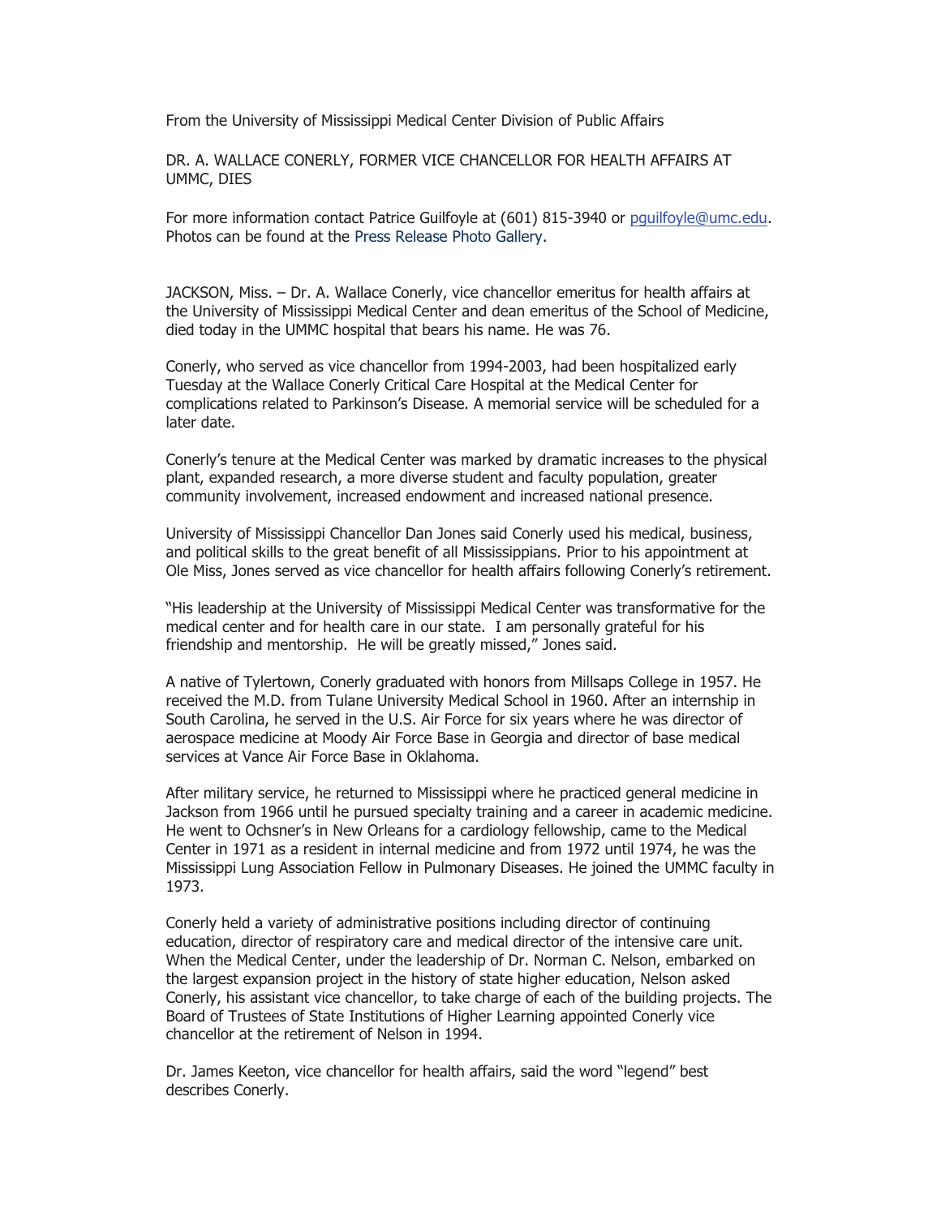From the University of Mississippi Medical Center Division of Public Affairs

# DR. A. WALLACE CONERLY, FORMER VICE CHANCELLOR FOR HEALTH AFFAIRS AT UMMC, DIES

For more information contact Patrice Guilfoyle at (601) 815-3940 or pguilfoyle@umc.edu. Photos can be found at the Press Release Photo Gallery.

JACKSON, Miss. – Dr. A. Wallace Conerly, vice chancellor emeritus for health affairs at the University of Mississippi Medical Center and dean emeritus of the School of Medicine, died today in the UMMC hospital that bears his name. He was 76.

Conerly, who served as vice chancellor from 1994-2003, had been hospitalized early Tuesday at the Wallace Conerly Critical Care Hospital at the Medical Center for complications related to Parkinson's Disease. A memorial service will be scheduled for a later date.

Conerly's tenure at the Medical Center was marked by dramatic increases to the physical plant, expanded research, a more diverse student and faculty population, greater community involvement, increased endowment and increased national presence.

University of Mississippi Chancellor Dan Jones said Conerly used his medical, business, and political skills to the great benefit of all Mississippians. Prior to his appointment at Ole Miss, Jones served as vice chancellor for health affairs following Conerly's retirement.

"His leadership at the University of Mississippi Medical Center was transformative for the medical center and for health care in our state. I am personally grateful for his friendship and mentorship. He will be greatly missed," Jones said.

A native of Tylertown, Conerly graduated with honors from Millsaps College in 1957. He received the M.D. from Tulane University Medical School in 1960. After an internship in South Carolina, he served in the U.S. Air Force for six years where he was director of aerospace medicine at Moody Air Force Base in Georgia and director of base medical services at Vance Air Force Base in Oklahoma.

After military service, he returned to Mississippi where he practiced general medicine in Jackson from 1966 until he pursued specialty training and a career in academic medicine. He went to Ochsner's in New Orleans for a cardiology fellowship, came to the Medical Center in 1971 as a resident in internal medicine and from 1972 until 1974, he was the Mississippi Lung Association Fellow in Pulmonary Diseases. He joined the UMMC faculty in 1973.

Conerly held a variety of administrative positions including director of continuing education, director of respiratory care and medical director of the intensive care unit. When the Medical Center, under the leadership of Dr. Norman C. Nelson, embarked on the largest expansion project in the history of state higher education, Nelson asked Conerly, his assistant vice chancellor, to take charge of each of the building projects. The Board of Trustees of State Institutions of Higher Learning appointed Conerly vice chancellor at the retirement of Nelson in 1994.

Dr. James Keeton, vice chancellor for health affairs, said the word "legend" best describes Conerly.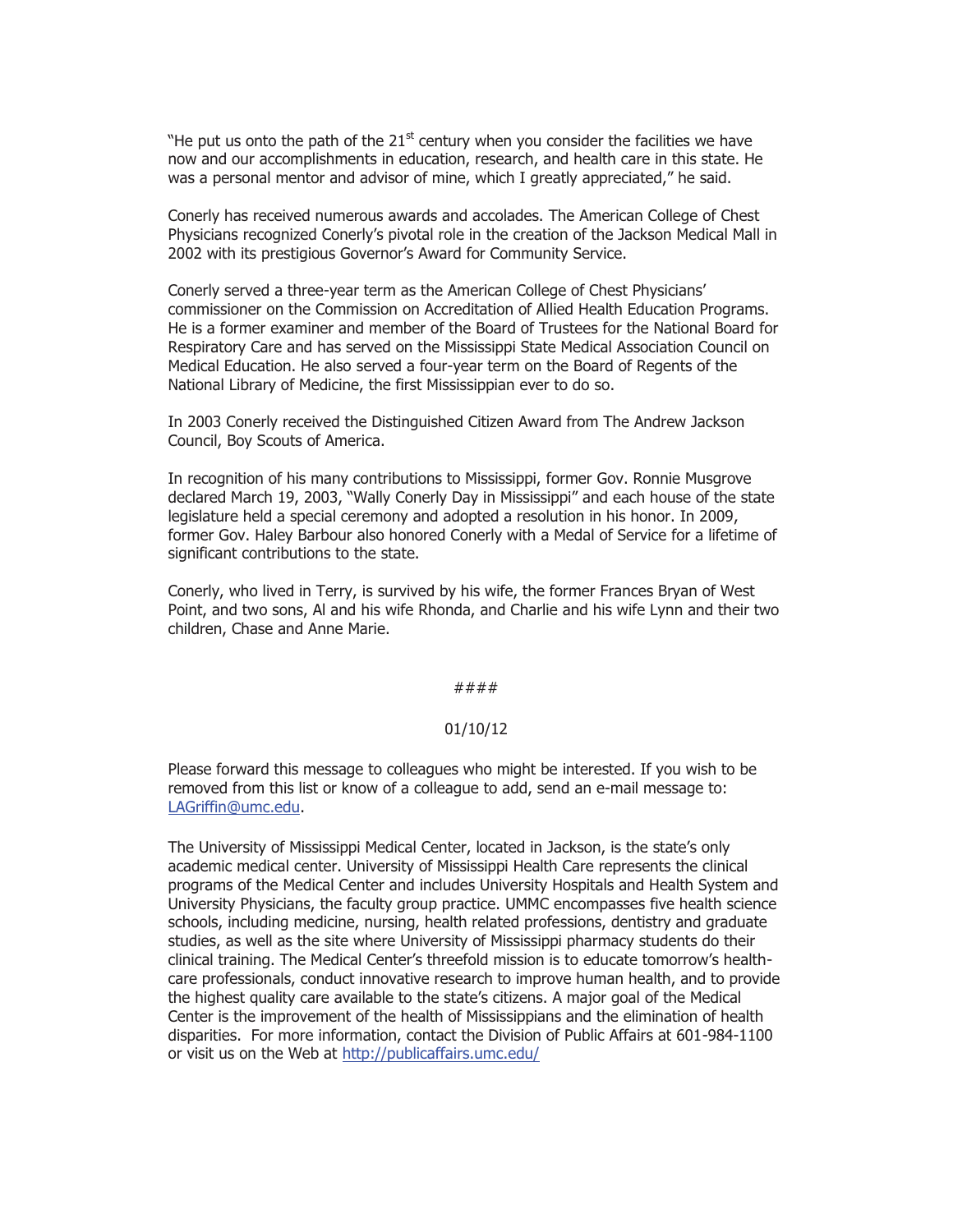"He put us onto the path of the 21st century when you consider the facilities we have now and our accomplishments in education, research, and health care in this state. He was a personal mentor and advisor of mine, which I greatly appreciated," he said.

Conerly has received numerous awards and accolades. The American College of Chest Physicians recognized Conerly's pivotal role in the creation of the Jackson Medical Mall in 2002 with its prestigious Governor's Award for Community Service.

Conerly served a three-year term as the American College of Chest Physicians' commissioner on the Commission on Accreditation of Allied Health Education Programs. He is a former examiner and member of the Board of Trustees for the National Board for Respiratory Care and has served on the Mississippi State Medical Association Council on Medical Education. He also served a four-year term on the Board of Regents of the National Library of Medicine, the first Mississippian ever to do so.

In 2003 Conerly received the Distinguished Citizen Award from The Andrew Jackson Council, Boy Scouts of America.

In recognition of his many contributions to Mississippi, former Gov. Ronnie Musgrove declared March 19, 2003, "Wally Conerly Day in Mississippi" and each house of the state legislature held a special ceremony and adopted a resolution in his honor. In 2009, former Gov. Haley Barbour also honored Conerly with a Medal of Service for a lifetime of significant contributions to the state.

Conerly, who lived in Terry, is survived by his wife, the former Frances Bryan of West Point, and two sons, Al and his wife Rhonda, and Charlie and his wife Lynn and their two children, Chase and Anne Marie.

####

01/10/12

Please forward this message to colleagues who might be interested. If you wish to be removed from this list or know of a colleague to add, send an e-mail message to: LAGriffin@umc.edu.

The University of Mississippi Medical Center, located in Jackson, is the state's only academic medical center. University of Mississippi Health Care represents the clinical programs of the Medical Center and includes University Hospitals and Health System and University Physicians, the faculty group practice. UMMC encompasses five health science schools, including medicine, nursing, health related professions, dentistry and graduate studies, as well as the site where University of Mississippi pharmacy students do their clinical training. The Medical Center's threefold mission is to educate tomorrow's health-care professionals, conduct innovative research to improve human health, and to provide the highest quality care available to the state's citizens. A major goal of the Medical Center is the improvement of the health of Mississippians and the elimination of health disparities. For more information, contact the Division of Public Affairs at 601-984-1100 or visit us on the Web at http://publicaffairs.umc.edu/